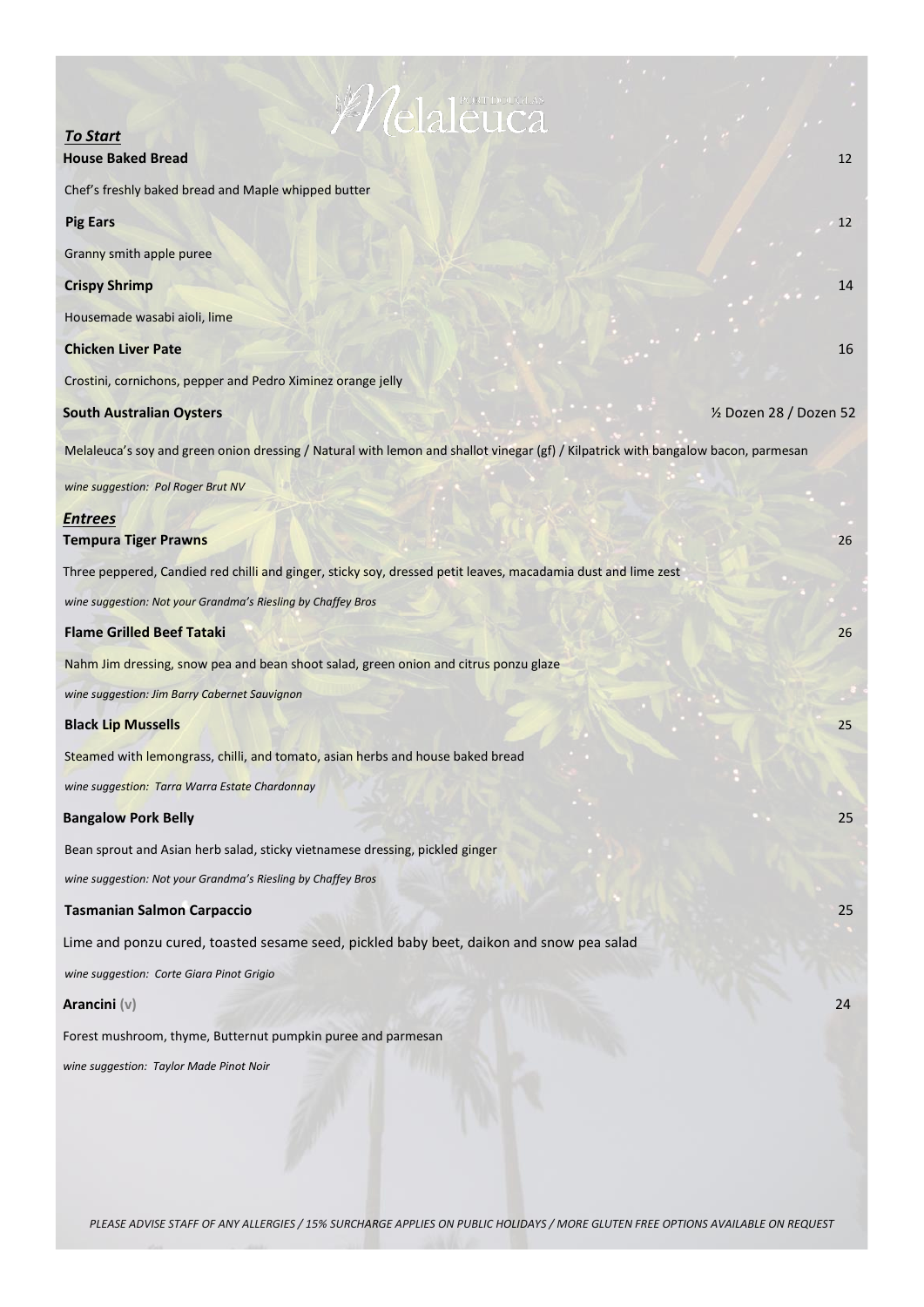# Melaleuca

PORT DOUGLAS

## *To Start*

**House Baked Bread** 12

Chef's freshly baked bread and Maple whipped butter

**Pig Ears** 12

Granny smith apple puree

**Crispy Shrimp** 14

Housemade wasabi aioli, lime

**Chicken Liver Pate** 16

Crostini, cornichons, pepper and Pedro Ximinez orange jelly

**South Australian Oysters** ½ Dozen 28 / Dozen 52

Melaleuca's soy and green onion dressing / Natural with lemon and shallot vinegar (gf) / Kilpatrick with bangalow bacon, parmesan

*wine suggestion: Pol Roger Brut NV*

## *Entrees*

**Tempura Tiger Prawns** 26

Three peppered, Candied red chilli and ginger, sticky soy, dressed petit leaves, macadamia dust and lime zest

*wine suggestion: Not your Grandma's Riesling by Chaffey Bros*

**Flame Grilled Beef Tataki** 26

Nahm Jim dressing, snow pea and bean shoot salad, green onion and citrus ponzu glaze

*wine suggestion: Jim Barry Cabernet Sauvignon*

**Black Lip Mussells** 25

Steamed with lemongrass, chilli, and tomato, asian herbs and house baked bread

*wine suggestion: Tarra Warra Estate Chardonnay*

**Bangalow Pork Belly** 25

Bean sprout and Asian herb salad, sticky vietnamese dressing, pickled ginger

*wine suggestion: Not your Grandma's Riesling by Chaffey Bros*

**Tasmanian Salmon Carpaccio** 25

Lime and ponzu cured, toasted sesame seed, pickled baby beet, daikon and snow pea salad

*wine suggestion: Corte Giara Pinot Grigio*

**Arancini** (v) 24

Forest mushroom, thyme, Butternut pumpkin puree and parmesan

*wine suggestion: Taylor Made Pinot Noir*

*PLEASE ADVISE STAFF OF ANY ALLERGIES / 15% SURCHARGE APPLIES ON PUBLIC HOLIDAYS / MORE GLUTEN FREE OPTIONS AVAILABLE ON REQUEST*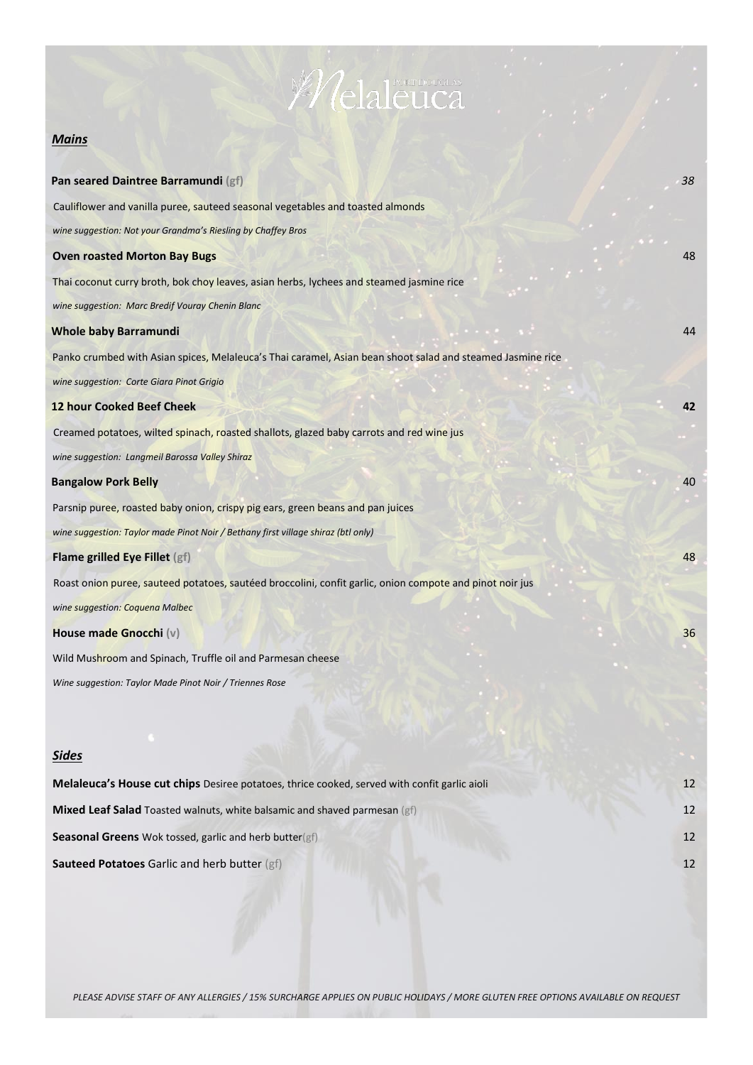# Melaleuca

PORT DOUGLAS

## ***Mains***

**Pan seared Daintree Barramundi** (gf) *38*

Cauliflower and vanilla puree, sauteed seasonal vegetables and toasted almonds

*wine suggestion: Not your Grandma's Riesling by Chaffey Bros*

**Oven roasted Morton Bay Bugs** 48

Thai coconut curry broth, bok choy leaves, asian herbs, lychees and steamed jasmine rice

*wine suggestion: Marc Bredif Vouray Chenin Blanc*

**Whole baby Barramundi** 44

Panko crumbed with Asian spices, Melaleuca's Thai caramel, Asian bean shoot salad and steamed Jasmine rice

*wine suggestion: Corte Giara Pinot Grigio*

**12 hour Cooked Beef Cheek** **42**

Creamed potatoes, wilted spinach, roasted shallots, glazed baby carrots and red wine jus

*wine suggestion: Langmeil Barossa Valley Shiraz*

**Bangalow Pork Belly** 40

Parsnip puree, roasted baby onion, crispy pig ears, green beans and pan juices

*wine suggestion: Taylor made Pinot Noir / Bethany first village shiraz (btl only)*

**Flame grilled Eye Fillet** (gf) 48

Roast onion puree, sauteed potatoes, sautéed broccolini, confit garlic, onion compote and pinot noir jus

*wine suggestion: Coquena Malbec*

**House made Gnocchi** (v) 36

Wild Mushroom and Spinach, Truffle oil and Parmesan cheese

*Wine suggestion: Taylor Made Pinot Noir / Triennes Rose*

## ***Sides***

**Melaleuca's House cut chips** Desiree potatoes, thrice cooked, served with confit garlic aioli 12

**Mixed Leaf Salad** Toasted walnuts, white balsamic and shaved parmesan (gf) 12

**Seasonal Greens** Wok tossed, garlic and herb butter(gf) 12

**Sauteed Potatoes** Garlic and herb butter (gf) 12

*PLEASE ADVISE STAFF OF ANY ALLERGIES / 15% SURCHARGE APPLIES ON PUBLIC HOLIDAYS / MORE GLUTEN FREE OPTIONS AVAILABLE ON REQUEST*